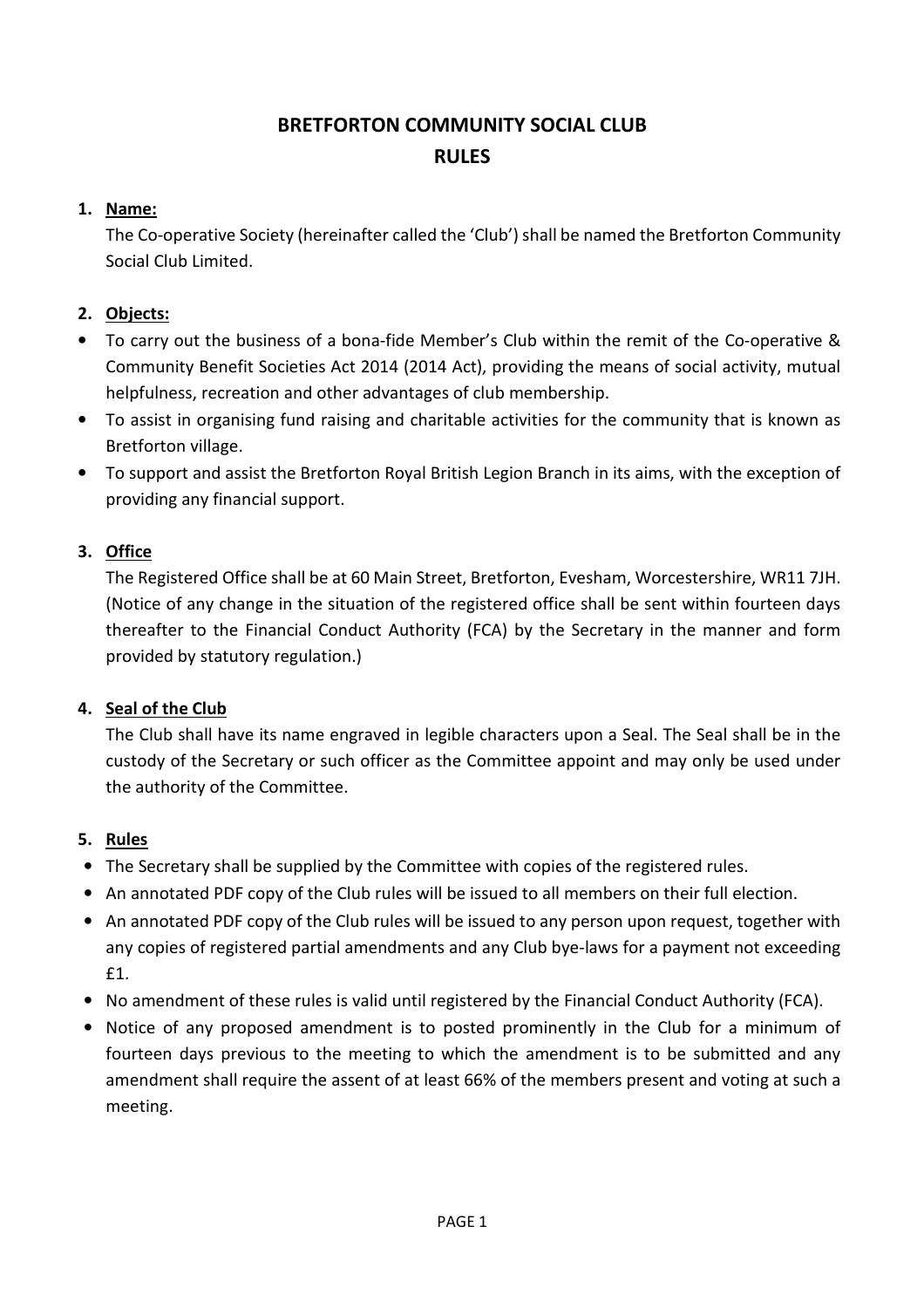# BRETFORTON COMMUNITY SOCIAL CLUB
# RULES

1. **Name:**

   The Co-operative Society (hereinafter called the 'Club') shall be named the Bretforton Community Social Club Limited.

2. **Objects:**

- To carry out the business of a bona-fide Member's Club within the remit of the Co-operative & Community Benefit Societies Act 2014 (2014 Act), providing the means of social activity, mutual helpfulness, recreation and other advantages of club membership.
- To assist in organising fund raising and charitable activities for the community that is known as Bretforton village.
- To support and assist the Bretforton Royal British Legion Branch in its aims, with the exception of providing any financial support.

3. **Office**

   The Registered Office shall be at 60 Main Street, Bretforton, Evesham, Worcestershire, WR11 7JH. (Notice of any change in the situation of the registered office shall be sent within fourteen days thereafter to the Financial Conduct Authority (FCA) by the Secretary in the manner and form provided by statutory regulation.)

4. **Seal of the Club**

   The Club shall have its name engraved in legible characters upon a Seal. The Seal shall be in the custody of the Secretary or such officer as the Committee appoint and may only be used under the authority of the Committee.

5. **Rules**

- The Secretary shall be supplied by the Committee with copies of the registered rules.
- An annotated PDF copy of the Club rules will be issued to all members on their full election.
- An annotated PDF copy of the Club rules will be issued to any person upon request, together with any copies of registered partial amendments and any Club bye-laws for a payment not exceeding £1.
- No amendment of these rules is valid until registered by the Financial Conduct Authority (FCA).
- Notice of any proposed amendment is to posted prominently in the Club for a minimum of fourteen days previous to the meeting to which the amendment is to be submitted and any amendment shall require the assent of at least 66% of the members present and voting at such a meeting.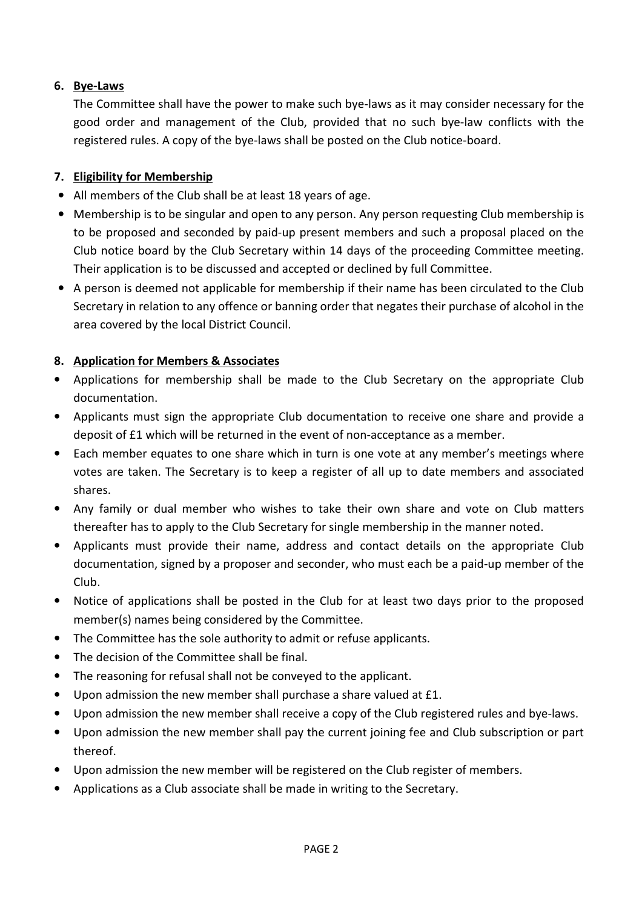6. **Bye-Laws**

The Committee shall have the power to make such bye-laws as it may consider necessary for the good order and management of the Club, provided that no such bye-law conflicts with the registered rules. A copy of the bye-laws shall be posted on the Club notice-board.

7. **Eligibility for Membership**

- All members of the Club shall be at least 18 years of age.
- Membership is to be singular and open to any person. Any person requesting Club membership is to be proposed and seconded by paid-up present members and such a proposal placed on the Club notice board by the Club Secretary within 14 days of the proceeding Committee meeting. Their application is to be discussed and accepted or declined by full Committee.
- A person is deemed not applicable for membership if their name has been circulated to the Club Secretary in relation to any offence or banning order that negates their purchase of alcohol in the area covered by the local District Council.

8. **Application for Members & Associates**

- Applications for membership shall be made to the Club Secretary on the appropriate Club documentation.
- Applicants must sign the appropriate Club documentation to receive one share and provide a deposit of £1 which will be returned in the event of non-acceptance as a member.
- Each member equates to one share which in turn is one vote at any member's meetings where votes are taken. The Secretary is to keep a register of all up to date members and associated shares.
- Any family or dual member who wishes to take their own share and vote on Club matters thereafter has to apply to the Club Secretary for single membership in the manner noted.
- Applicants must provide their name, address and contact details on the appropriate Club documentation, signed by a proposer and seconder, who must each be a paid-up member of the Club.
- Notice of applications shall be posted in the Club for at least two days prior to the proposed member(s) names being considered by the Committee.
- The Committee has the sole authority to admit or refuse applicants.
- The decision of the Committee shall be final.
- The reasoning for refusal shall not be conveyed to the applicant.
- Upon admission the new member shall purchase a share valued at £1.
- Upon admission the new member shall receive a copy of the Club registered rules and bye-laws.
- Upon admission the new member shall pay the current joining fee and Club subscription or part thereof.
- Upon admission the new member will be registered on the Club register of members.
- Applications as a Club associate shall be made in writing to the Secretary.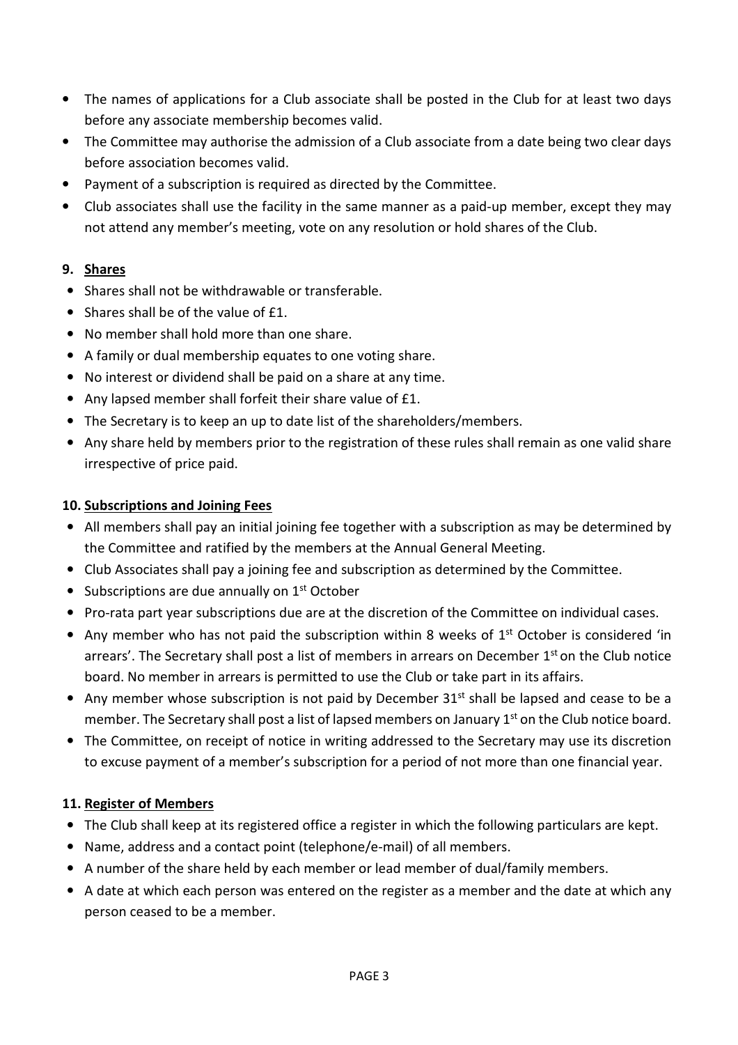- The names of applications for a Club associate shall be posted in the Club for at least two days before any associate membership becomes valid.
- The Committee may authorise the admission of a Club associate from a date being two clear days before association becomes valid.
- Payment of a subscription is required as directed by the Committee.
- Club associates shall use the facility in the same manner as a paid-up member, except they may not attend any member's meeting, vote on any resolution or hold shares of the Club.

## 9. Shares

- Shares shall not be withdrawable or transferable.
- Shares shall be of the value of £1.
- No member shall hold more than one share.
- A family or dual membership equates to one voting share.
- No interest or dividend shall be paid on a share at any time.
- Any lapsed member shall forfeit their share value of £1.
- The Secretary is to keep an up to date list of the shareholders/members.
- Any share held by members prior to the registration of these rules shall remain as one valid share irrespective of price paid.

## 10. Subscriptions and Joining Fees

- All members shall pay an initial joining fee together with a subscription as may be determined by the Committee and ratified by the members at the Annual General Meeting.
- Club Associates shall pay a joining fee and subscription as determined by the Committee.
- Subscriptions are due annually on 1st October
- Pro-rata part year subscriptions due are at the discretion of the Committee on individual cases.
- Any member who has not paid the subscription within 8 weeks of 1st October is considered 'in arrears'. The Secretary shall post a list of members in arrears on December 1st on the Club notice board. No member in arrears is permitted to use the Club or take part in its affairs.
- Any member whose subscription is not paid by December 31st shall be lapsed and cease to be a member. The Secretary shall post a list of lapsed members on January 1st on the Club notice board.
- The Committee, on receipt of notice in writing addressed to the Secretary may use its discretion to excuse payment of a member's subscription for a period of not more than one financial year.

## 11. Register of Members

- The Club shall keep at its registered office a register in which the following particulars are kept.
- Name, address and a contact point (telephone/e-mail) of all members.
- A number of the share held by each member or lead member of dual/family members.
- A date at which each person was entered on the register as a member and the date at which any person ceased to be a member.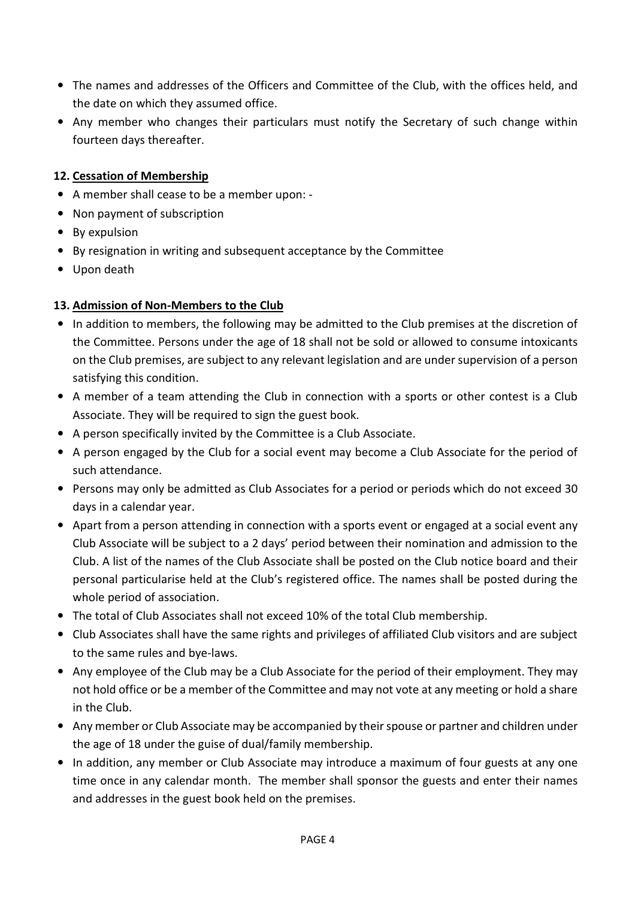- The names and addresses of the Officers and Committee of the Club, with the offices held, and the date on which they assumed office.
- Any member who changes their particulars must notify the Secretary of such change within fourteen days thereafter.

**12. Cessation of Membership**

- A member shall cease to be a member upon: -
- Non payment of subscription
- By expulsion
- By resignation in writing and subsequent acceptance by the Committee
- Upon death

**13. Admission of Non-Members to the Club**

- In addition to members, the following may be admitted to the Club premises at the discretion of the Committee. Persons under the age of 18 shall not be sold or allowed to consume intoxicants on the Club premises, are subject to any relevant legislation and are under supervision of a person satisfying this condition.
- A member of a team attending the Club in connection with a sports or other contest is a Club Associate. They will be required to sign the guest book.
- A person specifically invited by the Committee is a Club Associate.
- A person engaged by the Club for a social event may become a Club Associate for the period of such attendance.
- Persons may only be admitted as Club Associates for a period or periods which do not exceed 30 days in a calendar year.
- Apart from a person attending in connection with a sports event or engaged at a social event any Club Associate will be subject to a 2 days' period between their nomination and admission to the Club. A list of the names of the Club Associate shall be posted on the Club notice board and their personal particularise held at the Club's registered office. The names shall be posted during the whole period of association.
- The total of Club Associates shall not exceed 10% of the total Club membership.
- Club Associates shall have the same rights and privileges of affiliated Club visitors and are subject to the same rules and bye-laws.
- Any employee of the Club may be a Club Associate for the period of their employment. They may not hold office or be a member of the Committee and may not vote at any meeting or hold a share in the Club.
- Any member or Club Associate may be accompanied by their spouse or partner and children under the age of 18 under the guise of dual/family membership.
- In addition, any member or Club Associate may introduce a maximum of four guests at any one time once in any calendar month. The member shall sponsor the guests and enter their names and addresses in the guest book held on the premises.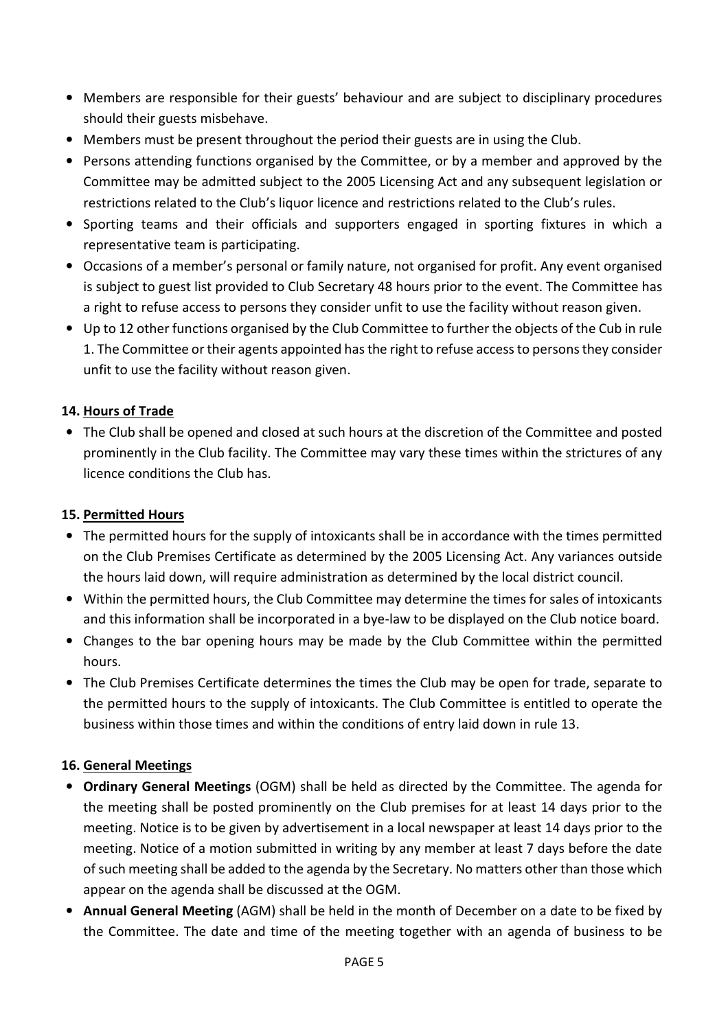- Members are responsible for their guests' behaviour and are subject to disciplinary procedures should their guests misbehave.
- Members must be present throughout the period their guests are in using the Club.
- Persons attending functions organised by the Committee, or by a member and approved by the Committee may be admitted subject to the 2005 Licensing Act and any subsequent legislation or restrictions related to the Club's liquor licence and restrictions related to the Club's rules.
- Sporting teams and their officials and supporters engaged in sporting fixtures in which a representative team is participating.
- Occasions of a member's personal or family nature, not organised for profit. Any event organised is subject to guest list provided to Club Secretary 48 hours prior to the event. The Committee has a right to refuse access to persons they consider unfit to use the facility without reason given.
- Up to 12 other functions organised by the Club Committee to further the objects of the Cub in rule 1. The Committee or their agents appointed has the right to refuse access to persons they consider unfit to use the facility without reason given.

**14. <u>Hours of Trade</u>**

- The Club shall be opened and closed at such hours at the discretion of the Committee and posted prominently in the Club facility. The Committee may vary these times within the strictures of any licence conditions the Club has.

**15. <u>Permitted Hours</u>**

- The permitted hours for the supply of intoxicants shall be in accordance with the times permitted on the Club Premises Certificate as determined by the 2005 Licensing Act. Any variances outside the hours laid down, will require administration as determined by the local district council.
- Within the permitted hours, the Club Committee may determine the times for sales of intoxicants and this information shall be incorporated in a bye-law to be displayed on the Club notice board.
- Changes to the bar opening hours may be made by the Club Committee within the permitted hours.
- The Club Premises Certificate determines the times the Club may be open for trade, separate to the permitted hours to the supply of intoxicants. The Club Committee is entitled to operate the business within those times and within the conditions of entry laid down in rule 13.

**16. <u>General Meetings</u>**

- **Ordinary General Meetings** (OGM) shall be held as directed by the Committee. The agenda for the meeting shall be posted prominently on the Club premises for at least 14 days prior to the meeting. Notice is to be given by advertisement in a local newspaper at least 14 days prior to the meeting. Notice of a motion submitted in writing by any member at least 7 days before the date of such meeting shall be added to the agenda by the Secretary. No matters other than those which appear on the agenda shall be discussed at the OGM.
- **Annual General Meeting** (AGM) shall be held in the month of December on a date to be fixed by the Committee. The date and time of the meeting together with an agenda of business to be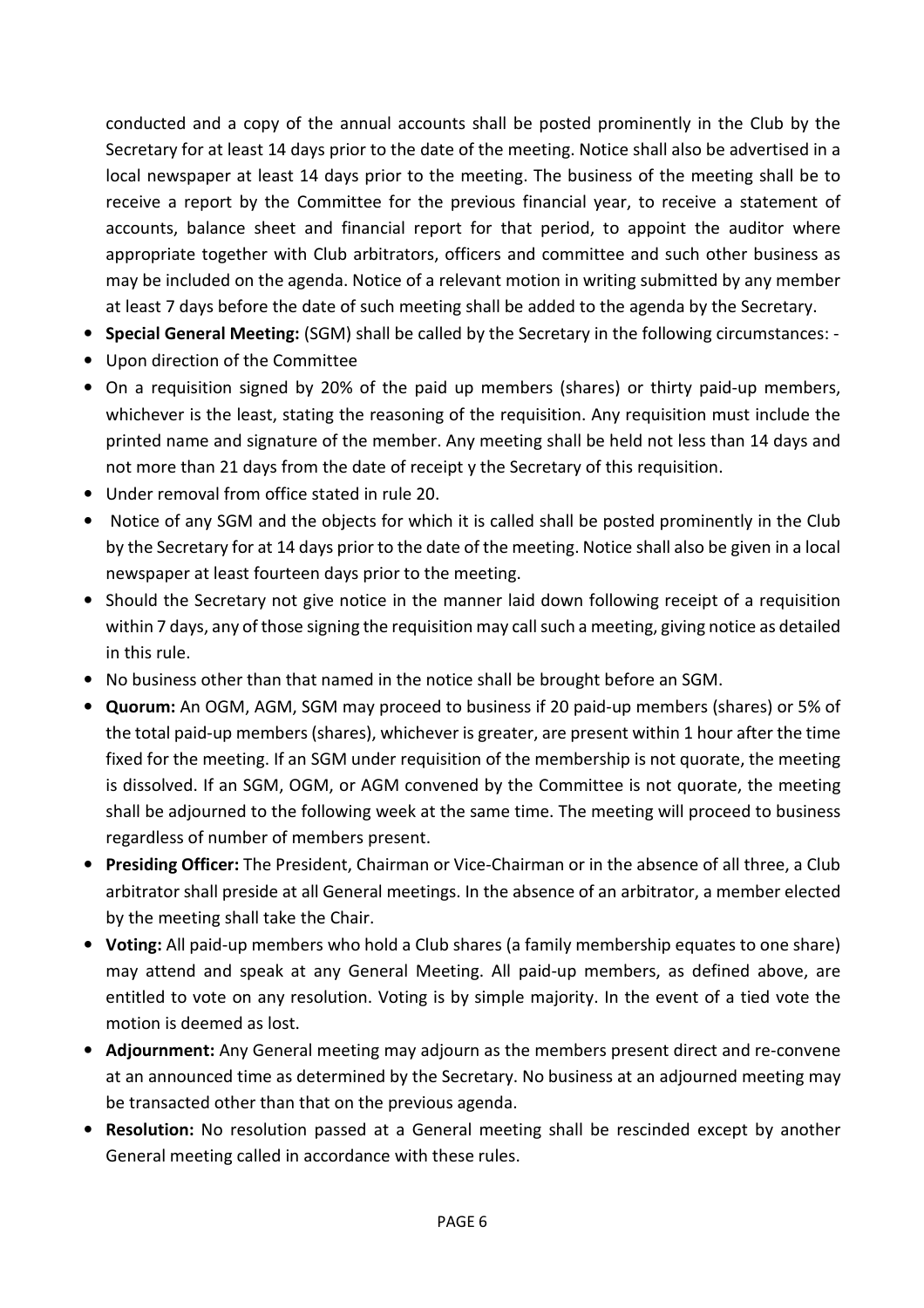conducted and a copy of the annual accounts shall be posted prominently in the Club by the Secretary for at least 14 days prior to the date of the meeting. Notice shall also be advertised in a local newspaper at least 14 days prior to the meeting. The business of the meeting shall be to receive a report by the Committee for the previous financial year, to receive a statement of accounts, balance sheet and financial report for that period, to appoint the auditor where appropriate together with Club arbitrators, officers and committee and such other business as may be included on the agenda. Notice of a relevant motion in writing submitted by any member at least 7 days before the date of such meeting shall be added to the agenda by the Secretary.

- **Special General Meeting:** (SGM) shall be called by the Secretary in the following circumstances: -
- Upon direction of the Committee
- On a requisition signed by 20% of the paid up members (shares) or thirty paid-up members, whichever is the least, stating the reasoning of the requisition. Any requisition must include the printed name and signature of the member. Any meeting shall be held not less than 14 days and not more than 21 days from the date of receipt y the Secretary of this requisition.
- Under removal from office stated in rule 20.
- Notice of any SGM and the objects for which it is called shall be posted prominently in the Club by the Secretary for at 14 days prior to the date of the meeting. Notice shall also be given in a local newspaper at least fourteen days prior to the meeting.
- Should the Secretary not give notice in the manner laid down following receipt of a requisition within 7 days, any of those signing the requisition may call such a meeting, giving notice as detailed in this rule.
- No business other than that named in the notice shall be brought before an SGM.
- **Quorum:** An OGM, AGM, SGM may proceed to business if 20 paid-up members (shares) or 5% of the total paid-up members (shares), whichever is greater, are present within 1 hour after the time fixed for the meeting. If an SGM under requisition of the membership is not quorate, the meeting is dissolved. If an SGM, OGM, or AGM convened by the Committee is not quorate, the meeting shall be adjourned to the following week at the same time. The meeting will proceed to business regardless of number of members present.
- **Presiding Officer:** The President, Chairman or Vice-Chairman or in the absence of all three, a Club arbitrator shall preside at all General meetings. In the absence of an arbitrator, a member elected by the meeting shall take the Chair.
- **Voting:** All paid-up members who hold a Club shares (a family membership equates to one share) may attend and speak at any General Meeting. All paid-up members, as defined above, are entitled to vote on any resolution. Voting is by simple majority. In the event of a tied vote the motion is deemed as lost.
- **Adjournment:** Any General meeting may adjourn as the members present direct and re-convene at an announced time as determined by the Secretary. No business at an adjourned meeting may be transacted other than that on the previous agenda.
- **Resolution:** No resolution passed at a General meeting shall be rescinded except by another General meeting called in accordance with these rules.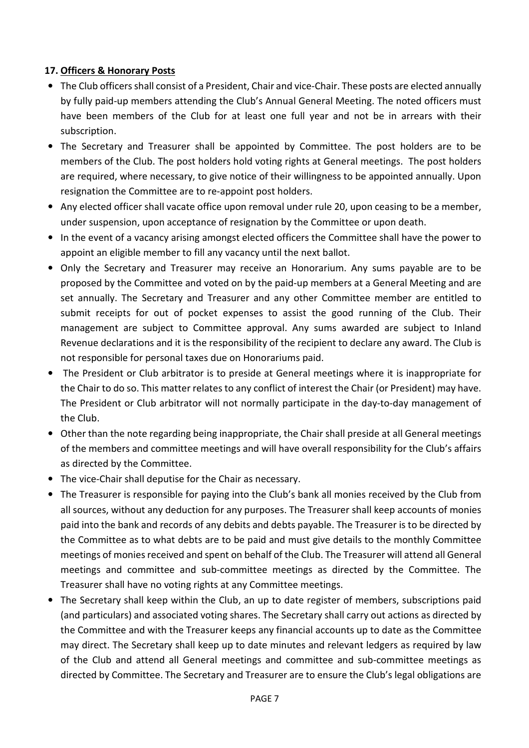## 17. Officers & Honorary Posts

- The Club officers shall consist of a President, Chair and vice-Chair. These posts are elected annually by fully paid-up members attending the Club's Annual General Meeting. The noted officers must have been members of the Club for at least one full year and not be in arrears with their subscription.
- The Secretary and Treasurer shall be appointed by Committee. The post holders are to be members of the Club. The post holders hold voting rights at General meetings. The post holders are required, where necessary, to give notice of their willingness to be appointed annually. Upon resignation the Committee are to re-appoint post holders.
- Any elected officer shall vacate office upon removal under rule 20, upon ceasing to be a member, under suspension, upon acceptance of resignation by the Committee or upon death.
- In the event of a vacancy arising amongst elected officers the Committee shall have the power to appoint an eligible member to fill any vacancy until the next ballot.
- Only the Secretary and Treasurer may receive an Honorarium. Any sums payable are to be proposed by the Committee and voted on by the paid-up members at a General Meeting and are set annually. The Secretary and Treasurer and any other Committee member are entitled to submit receipts for out of pocket expenses to assist the good running of the Club. Their management are subject to Committee approval. Any sums awarded are subject to Inland Revenue declarations and it is the responsibility of the recipient to declare any award. The Club is not responsible for personal taxes due on Honorariums paid.
- The President or Club arbitrator is to preside at General meetings where it is inappropriate for the Chair to do so. This matter relates to any conflict of interest the Chair (or President) may have. The President or Club arbitrator will not normally participate in the day-to-day management of the Club.
- Other than the note regarding being inappropriate, the Chair shall preside at all General meetings of the members and committee meetings and will have overall responsibility for the Club's affairs as directed by the Committee.
- The vice-Chair shall deputise for the Chair as necessary.
- The Treasurer is responsible for paying into the Club's bank all monies received by the Club from all sources, without any deduction for any purposes. The Treasurer shall keep accounts of monies paid into the bank and records of any debits and debts payable. The Treasurer is to be directed by the Committee as to what debts are to be paid and must give details to the monthly Committee meetings of monies received and spent on behalf of the Club. The Treasurer will attend all General meetings and committee and sub-committee meetings as directed by the Committee. The Treasurer shall have no voting rights at any Committee meetings.
- The Secretary shall keep within the Club, an up to date register of members, subscriptions paid (and particulars) and associated voting shares. The Secretary shall carry out actions as directed by the Committee and with the Treasurer keeps any financial accounts up to date as the Committee may direct. The Secretary shall keep up to date minutes and relevant ledgers as required by law of the Club and attend all General meetings and committee and sub-committee meetings as directed by Committee. The Secretary and Treasurer are to ensure the Club's legal obligations are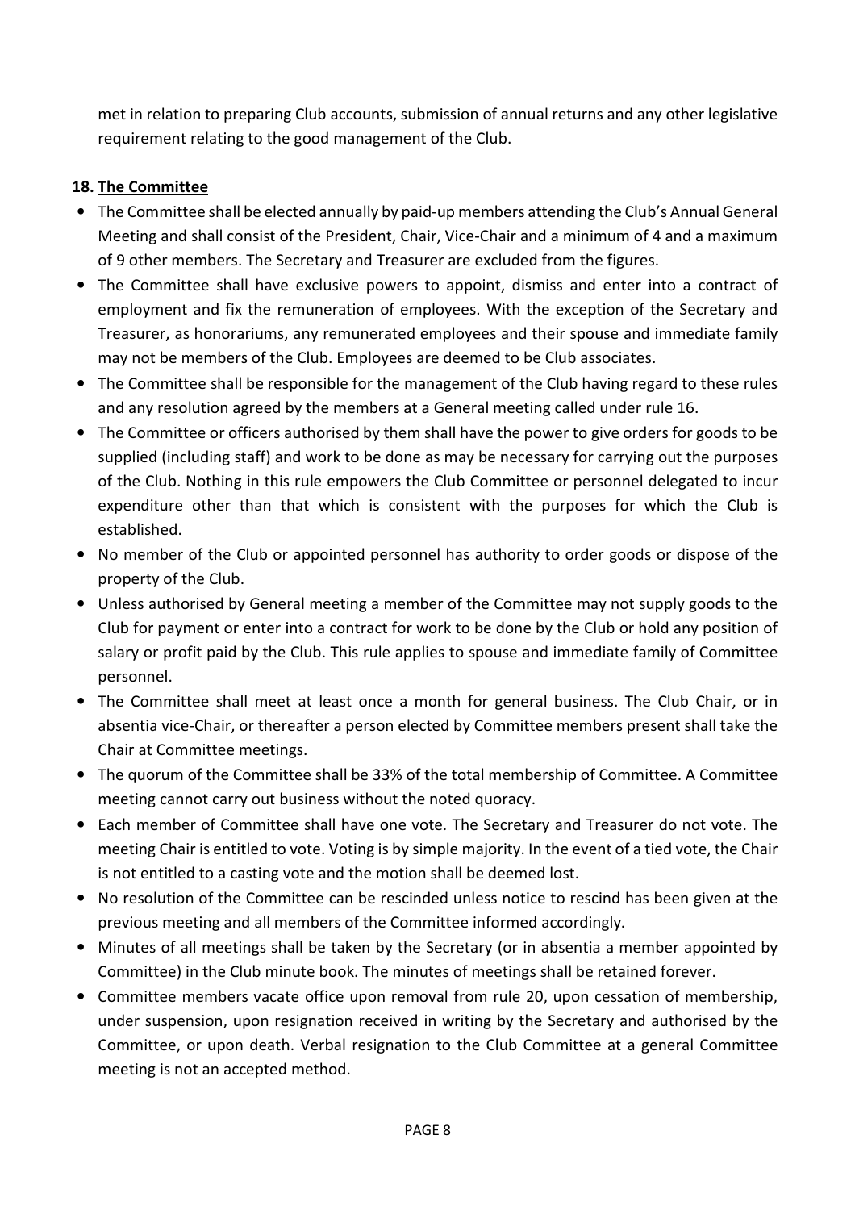met in relation to preparing Club accounts, submission of annual returns and any other legislative requirement relating to the good management of the Club.

**18. The Committee**

- The Committee shall be elected annually by paid-up members attending the Club's Annual General Meeting and shall consist of the President, Chair, Vice-Chair and a minimum of 4 and a maximum of 9 other members. The Secretary and Treasurer are excluded from the figures.
- The Committee shall have exclusive powers to appoint, dismiss and enter into a contract of employment and fix the remuneration of employees. With the exception of the Secretary and Treasurer, as honorariums, any remunerated employees and their spouse and immediate family may not be members of the Club. Employees are deemed to be Club associates.
- The Committee shall be responsible for the management of the Club having regard to these rules and any resolution agreed by the members at a General meeting called under rule 16.
- The Committee or officers authorised by them shall have the power to give orders for goods to be supplied (including staff) and work to be done as may be necessary for carrying out the purposes of the Club. Nothing in this rule empowers the Club Committee or personnel delegated to incur expenditure other than that which is consistent with the purposes for which the Club is established.
- No member of the Club or appointed personnel has authority to order goods or dispose of the property of the Club.
- Unless authorised by General meeting a member of the Committee may not supply goods to the Club for payment or enter into a contract for work to be done by the Club or hold any position of salary or profit paid by the Club. This rule applies to spouse and immediate family of Committee personnel.
- The Committee shall meet at least once a month for general business. The Club Chair, or in absentia vice-Chair, or thereafter a person elected by Committee members present shall take the Chair at Committee meetings.
- The quorum of the Committee shall be 33% of the total membership of Committee. A Committee meeting cannot carry out business without the noted quoracy.
- Each member of Committee shall have one vote. The Secretary and Treasurer do not vote. The meeting Chair is entitled to vote. Voting is by simple majority. In the event of a tied vote, the Chair is not entitled to a casting vote and the motion shall be deemed lost.
- No resolution of the Committee can be rescinded unless notice to rescind has been given at the previous meeting and all members of the Committee informed accordingly.
- Minutes of all meetings shall be taken by the Secretary (or in absentia a member appointed by Committee) in the Club minute book. The minutes of meetings shall be retained forever.
- Committee members vacate office upon removal from rule 20, upon cessation of membership, under suspension, upon resignation received in writing by the Secretary and authorised by the Committee, or upon death. Verbal resignation to the Club Committee at a general Committee meeting is not an accepted method.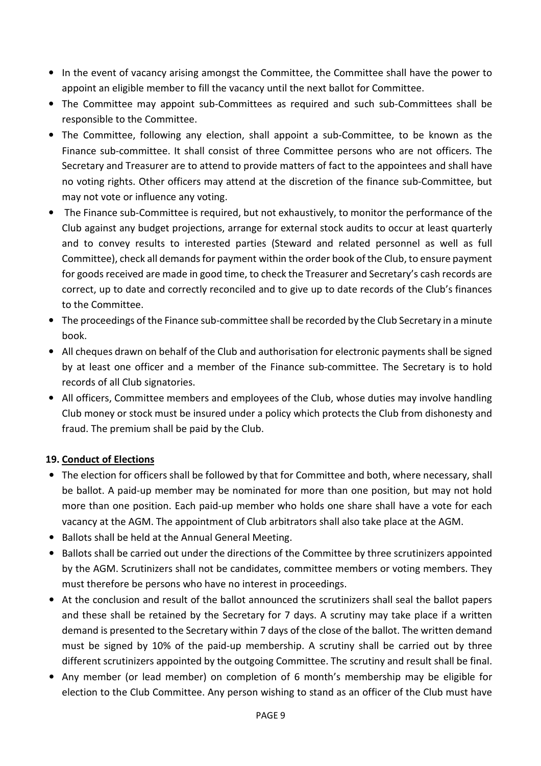- In the event of vacancy arising amongst the Committee, the Committee shall have the power to appoint an eligible member to fill the vacancy until the next ballot for Committee.
- The Committee may appoint sub-Committees as required and such sub-Committees shall be responsible to the Committee.
- The Committee, following any election, shall appoint a sub-Committee, to be known as the Finance sub-committee. It shall consist of three Committee persons who are not officers. The Secretary and Treasurer are to attend to provide matters of fact to the appointees and shall have no voting rights. Other officers may attend at the discretion of the finance sub-Committee, but may not vote or influence any voting.
- The Finance sub-Committee is required, but not exhaustively, to monitor the performance of the Club against any budget projections, arrange for external stock audits to occur at least quarterly and to convey results to interested parties (Steward and related personnel as well as full Committee), check all demands for payment within the order book of the Club, to ensure payment for goods received are made in good time, to check the Treasurer and Secretary's cash records are correct, up to date and correctly reconciled and to give up to date records of the Club's finances to the Committee.
- The proceedings of the Finance sub-committee shall be recorded by the Club Secretary in a minute book.
- All cheques drawn on behalf of the Club and authorisation for electronic payments shall be signed by at least one officer and a member of the Finance sub-committee. The Secretary is to hold records of all Club signatories.
- All officers, Committee members and employees of the Club, whose duties may involve handling Club money or stock must be insured under a policy which protects the Club from dishonesty and fraud. The premium shall be paid by the Club.

## 19. Conduct of Elections

- The election for officers shall be followed by that for Committee and both, where necessary, shall be ballot. A paid-up member may be nominated for more than one position, but may not hold more than one position. Each paid-up member who holds one share shall have a vote for each vacancy at the AGM. The appointment of Club arbitrators shall also take place at the AGM.
- Ballots shall be held at the Annual General Meeting.
- Ballots shall be carried out under the directions of the Committee by three scrutinizers appointed by the AGM. Scrutinizers shall not be candidates, committee members or voting members. They must therefore be persons who have no interest in proceedings.
- At the conclusion and result of the ballot announced the scrutinizers shall seal the ballot papers and these shall be retained by the Secretary for 7 days. A scrutiny may take place if a written demand is presented to the Secretary within 7 days of the close of the ballot. The written demand must be signed by 10% of the paid-up membership. A scrutiny shall be carried out by three different scrutinizers appointed by the outgoing Committee. The scrutiny and result shall be final.
- Any member (or lead member) on completion of 6 month's membership may be eligible for election to the Club Committee. Any person wishing to stand as an officer of the Club must have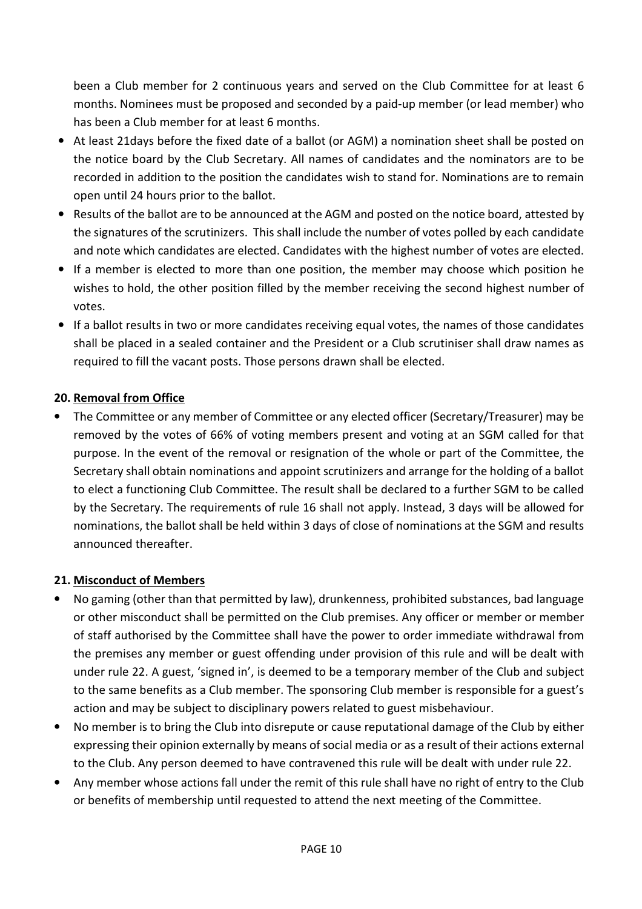been a Club member for 2 continuous years and served on the Club Committee for at least 6 months. Nominees must be proposed and seconded by a paid-up member (or lead member) who has been a Club member for at least 6 months.

- At least 21days before the fixed date of a ballot (or AGM) a nomination sheet shall be posted on the notice board by the Club Secretary. All names of candidates and the nominators are to be recorded in addition to the position the candidates wish to stand for. Nominations are to remain open until 24 hours prior to the ballot.
- Results of the ballot are to be announced at the AGM and posted on the notice board, attested by the signatures of the scrutinizers. This shall include the number of votes polled by each candidate and note which candidates are elected. Candidates with the highest number of votes are elected.
- If a member is elected to more than one position, the member may choose which position he wishes to hold, the other position filled by the member receiving the second highest number of votes.
- If a ballot results in two or more candidates receiving equal votes, the names of those candidates shall be placed in a sealed container and the President or a Club scrutiniser shall draw names as required to fill the vacant posts. Those persons drawn shall be elected.

## 20. Removal from Office

- The Committee or any member of Committee or any elected officer (Secretary/Treasurer) may be removed by the votes of 66% of voting members present and voting at an SGM called for that purpose. In the event of the removal or resignation of the whole or part of the Committee, the Secretary shall obtain nominations and appoint scrutinizers and arrange for the holding of a ballot to elect a functioning Club Committee. The result shall be declared to a further SGM to be called by the Secretary. The requirements of rule 16 shall not apply. Instead, 3 days will be allowed for nominations, the ballot shall be held within 3 days of close of nominations at the SGM and results announced thereafter.

## 21. Misconduct of Members

- No gaming (other than that permitted by law), drunkenness, prohibited substances, bad language or other misconduct shall be permitted on the Club premises. Any officer or member or member of staff authorised by the Committee shall have the power to order immediate withdrawal from the premises any member or guest offending under provision of this rule and will be dealt with under rule 22. A guest, 'signed in', is deemed to be a temporary member of the Club and subject to the same benefits as a Club member. The sponsoring Club member is responsible for a guest's action and may be subject to disciplinary powers related to guest misbehaviour.
- No member is to bring the Club into disrepute or cause reputational damage of the Club by either expressing their opinion externally by means of social media or as a result of their actions external to the Club. Any person deemed to have contravened this rule will be dealt with under rule 22.
- Any member whose actions fall under the remit of this rule shall have no right of entry to the Club or benefits of membership until requested to attend the next meeting of the Committee.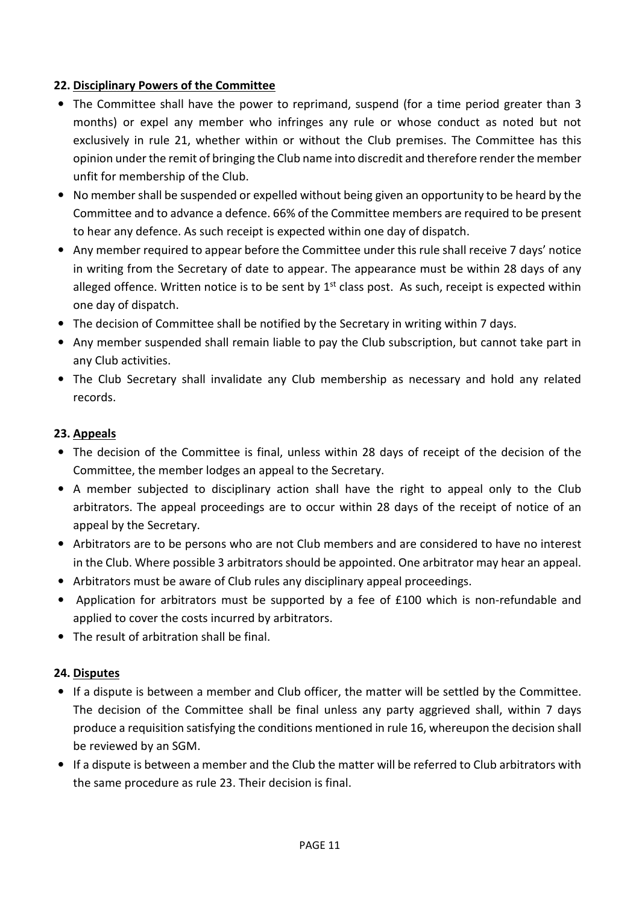### 22. Disciplinary Powers of the Committee

- The Committee shall have the power to reprimand, suspend (for a time period greater than 3 months) or expel any member who infringes any rule or whose conduct as noted but not exclusively in rule 21, whether within or without the Club premises. The Committee has this opinion under the remit of bringing the Club name into discredit and therefore render the member unfit for membership of the Club.
- No member shall be suspended or expelled without being given an opportunity to be heard by the Committee and to advance a defence. 66% of the Committee members are required to be present to hear any defence. As such receipt is expected within one day of dispatch.
- Any member required to appear before the Committee under this rule shall receive 7 days' notice in writing from the Secretary of date to appear. The appearance must be within 28 days of any alleged offence. Written notice is to be sent by 1st class post. As such, receipt is expected within one day of dispatch.
- The decision of Committee shall be notified by the Secretary in writing within 7 days.
- Any member suspended shall remain liable to pay the Club subscription, but cannot take part in any Club activities.
- The Club Secretary shall invalidate any Club membership as necessary and hold any related records.

### 23. Appeals

- The decision of the Committee is final, unless within 28 days of receipt of the decision of the Committee, the member lodges an appeal to the Secretary.
- A member subjected to disciplinary action shall have the right to appeal only to the Club arbitrators. The appeal proceedings are to occur within 28 days of the receipt of notice of an appeal by the Secretary.
- Arbitrators are to be persons who are not Club members and are considered to have no interest in the Club. Where possible 3 arbitrators should be appointed. One arbitrator may hear an appeal.
- Arbitrators must be aware of Club rules any disciplinary appeal proceedings.
- Application for arbitrators must be supported by a fee of £100 which is non-refundable and applied to cover the costs incurred by arbitrators.
- The result of arbitration shall be final.

### 24. Disputes

- If a dispute is between a member and Club officer, the matter will be settled by the Committee. The decision of the Committee shall be final unless any party aggrieved shall, within 7 days produce a requisition satisfying the conditions mentioned in rule 16, whereupon the decision shall be reviewed by an SGM.
- If a dispute is between a member and the Club the matter will be referred to Club arbitrators with the same procedure as rule 23. Their decision is final.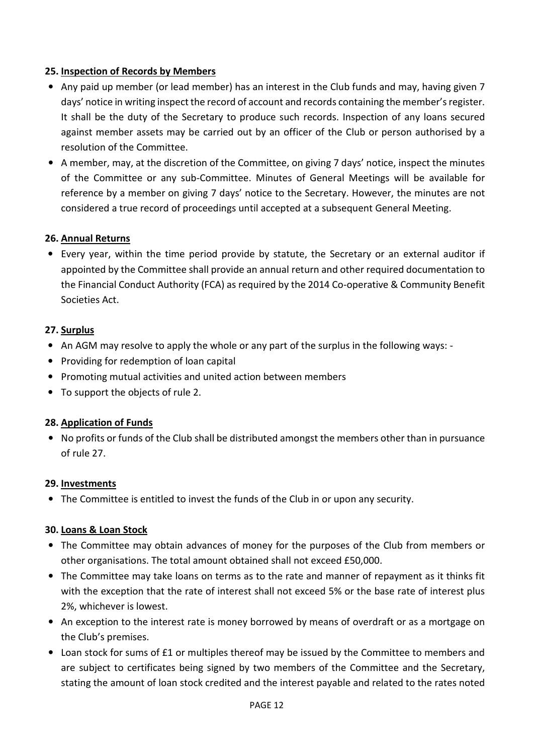**25. Inspection of Records by Members**

- Any paid up member (or lead member) has an interest in the Club funds and may, having given 7 days' notice in writing inspect the record of account and records containing the member's register. It shall be the duty of the Secretary to produce such records. Inspection of any loans secured against member assets may be carried out by an officer of the Club or person authorised by a resolution of the Committee.
- A member, may, at the discretion of the Committee, on giving 7 days' notice, inspect the minutes of the Committee or any sub-Committee. Minutes of General Meetings will be available for reference by a member on giving 7 days' notice to the Secretary. However, the minutes are not considered a true record of proceedings until accepted at a subsequent General Meeting.

**26. Annual Returns**

- Every year, within the time period provide by statute, the Secretary or an external auditor if appointed by the Committee shall provide an annual return and other required documentation to the Financial Conduct Authority (FCA) as required by the 2014 Co-operative & Community Benefit Societies Act.

**27. Surplus**

- An AGM may resolve to apply the whole or any part of the surplus in the following ways: -
- Providing for redemption of loan capital
- Promoting mutual activities and united action between members
- To support the objects of rule 2.

**28. Application of Funds**

- No profits or funds of the Club shall be distributed amongst the members other than in pursuance of rule 27.

**29. Investments**

- The Committee is entitled to invest the funds of the Club in or upon any security.

**30. Loans & Loan Stock**

- The Committee may obtain advances of money for the purposes of the Club from members or other organisations. The total amount obtained shall not exceed £50,000.
- The Committee may take loans on terms as to the rate and manner of repayment as it thinks fit with the exception that the rate of interest shall not exceed 5% or the base rate of interest plus 2%, whichever is lowest.
- An exception to the interest rate is money borrowed by means of overdraft or as a mortgage on the Club's premises.
- Loan stock for sums of £1 or multiples thereof may be issued by the Committee to members and are subject to certificates being signed by two members of the Committee and the Secretary, stating the amount of loan stock credited and the interest payable and related to the rates noted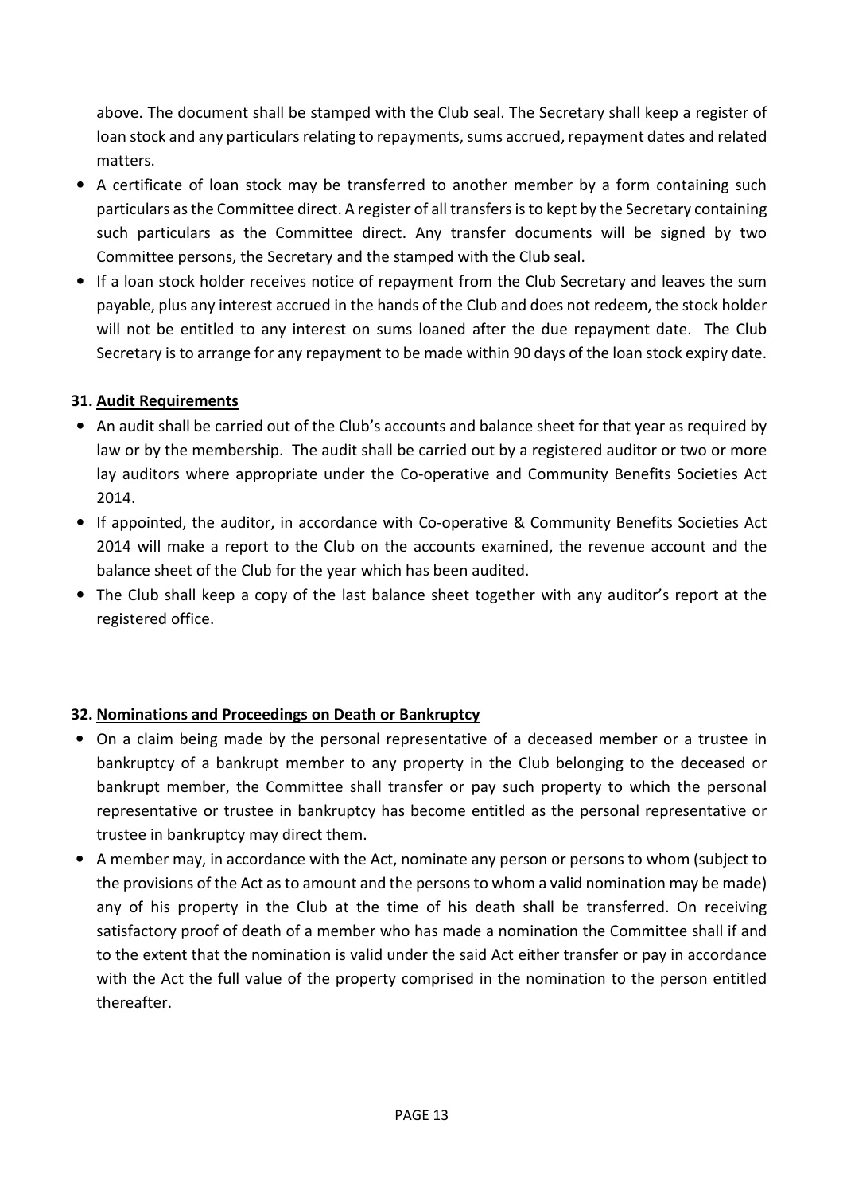above. The document shall be stamped with the Club seal. The Secretary shall keep a register of loan stock and any particulars relating to repayments, sums accrued, repayment dates and related matters.

- A certificate of loan stock may be transferred to another member by a form containing such particulars as the Committee direct. A register of all transfers is to kept by the Secretary containing such particulars as the Committee direct. Any transfer documents will be signed by two Committee persons, the Secretary and the stamped with the Club seal.
- If a loan stock holder receives notice of repayment from the Club Secretary and leaves the sum payable, plus any interest accrued in the hands of the Club and does not redeem, the stock holder will not be entitled to any interest on sums loaned after the due repayment date. The Club Secretary is to arrange for any repayment to be made within 90 days of the loan stock expiry date.

## 31. Audit Requirements

- An audit shall be carried out of the Club's accounts and balance sheet for that year as required by law or by the membership. The audit shall be carried out by a registered auditor or two or more lay auditors where appropriate under the Co-operative and Community Benefits Societies Act 2014.
- If appointed, the auditor, in accordance with Co-operative & Community Benefits Societies Act 2014 will make a report to the Club on the accounts examined, the revenue account and the balance sheet of the Club for the year which has been audited.
- The Club shall keep a copy of the last balance sheet together with any auditor's report at the registered office.

## 32. Nominations and Proceedings on Death or Bankruptcy

- On a claim being made by the personal representative of a deceased member or a trustee in bankruptcy of a bankrupt member to any property in the Club belonging to the deceased or bankrupt member, the Committee shall transfer or pay such property to which the personal representative or trustee in bankruptcy has become entitled as the personal representative or trustee in bankruptcy may direct them.
- A member may, in accordance with the Act, nominate any person or persons to whom (subject to the provisions of the Act as to amount and the persons to whom a valid nomination may be made) any of his property in the Club at the time of his death shall be transferred. On receiving satisfactory proof of death of a member who has made a nomination the Committee shall if and to the extent that the nomination is valid under the said Act either transfer or pay in accordance with the Act the full value of the property comprised in the nomination to the person entitled thereafter.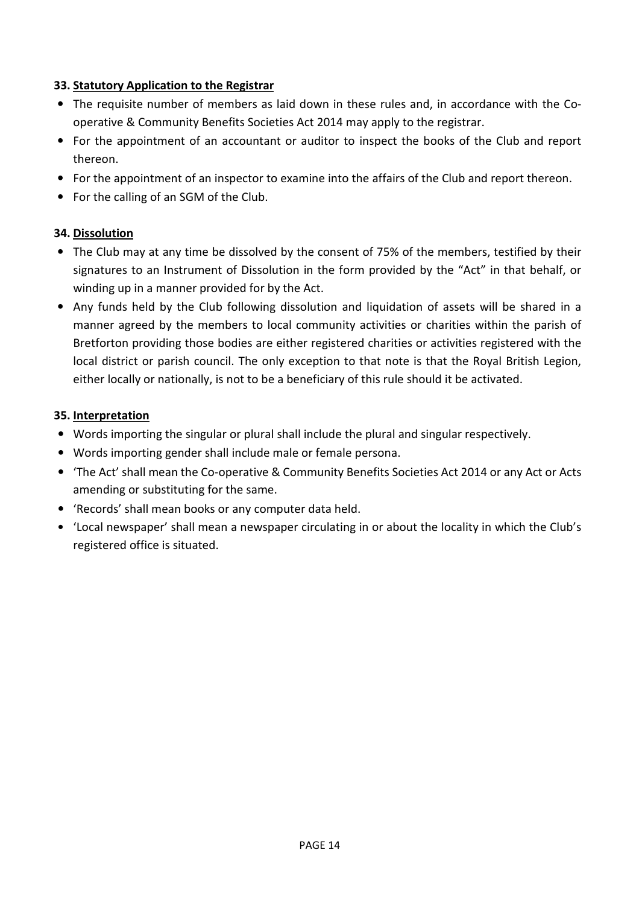**33. Statutory Application to the Registrar**

- The requisite number of members as laid down in these rules and, in accordance with the Co-operative & Community Benefits Societies Act 2014 may apply to the registrar.
- For the appointment of an accountant or auditor to inspect the books of the Club and report thereon.
- For the appointment of an inspector to examine into the affairs of the Club and report thereon.
- For the calling of an SGM of the Club.

**34. Dissolution**

- The Club may at any time be dissolved by the consent of 75% of the members, testified by their signatures to an Instrument of Dissolution in the form provided by the "Act" in that behalf, or winding up in a manner provided for by the Act.
- Any funds held by the Club following dissolution and liquidation of assets will be shared in a manner agreed by the members to local community activities or charities within the parish of Bretforton providing those bodies are either registered charities or activities registered with the local district or parish council. The only exception to that note is that the Royal British Legion, either locally or nationally, is not to be a beneficiary of this rule should it be activated.

**35. Interpretation**

- Words importing the singular or plural shall include the plural and singular respectively.
- Words importing gender shall include male or female persona.
- 'The Act' shall mean the Co-operative & Community Benefits Societies Act 2014 or any Act or Acts amending or substituting for the same.
- 'Records' shall mean books or any computer data held.
- 'Local newspaper' shall mean a newspaper circulating in or about the locality in which the Club's registered office is situated.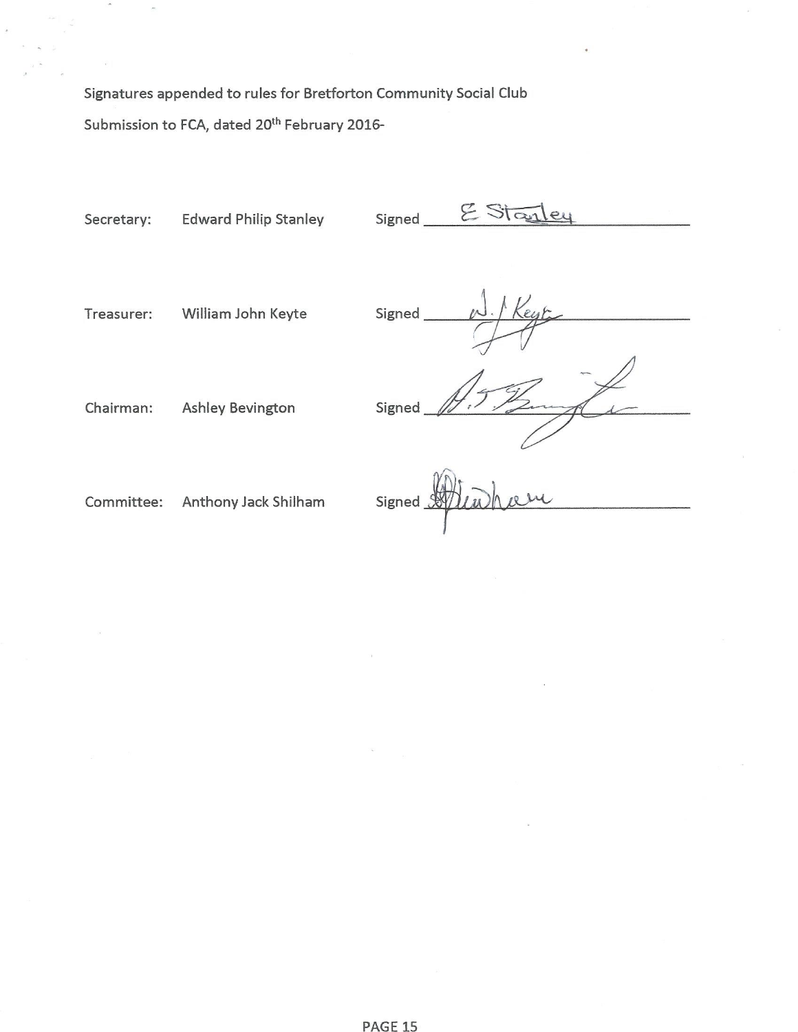Signatures appended to rules for Bretforton Community Social Club

Submission to FCA, dated 20th February 2016-

| | | |
|---|---|---|
| Secretary: | Edward Philip Stanley | Signed E Stanley |
| Treasurer: | William John Keyte | Signed W. J Keyte |
| Chairman: | Ashley Bevington | Signed A. J. Bevington |
| Committee: | Anthony Jack Shilham | Signed AJShilham |